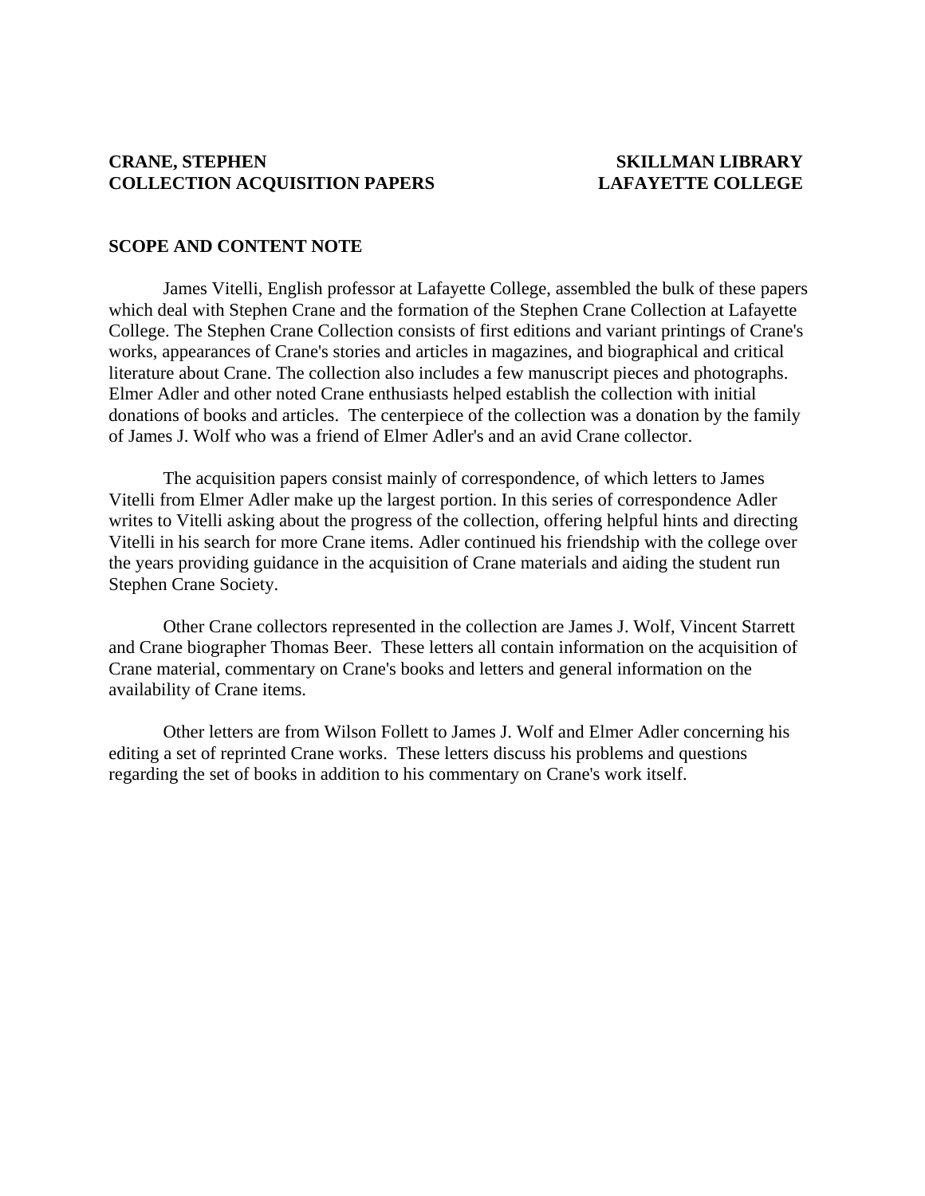**CRANE, STEPHEN**
**COLLECTION ACQUISITION PAPERS**

**SKILLMAN LIBRARY**
**LAFAYETTE COLLEGE**

## SCOPE AND CONTENT NOTE

James Vitelli, English professor at Lafayette College, assembled the bulk of these papers which deal with Stephen Crane and the formation of the Stephen Crane Collection at Lafayette College. The Stephen Crane Collection consists of first editions and variant printings of Crane's works, appearances of Crane's stories and articles in magazines, and biographical and critical literature about Crane. The collection also includes a few manuscript pieces and photographs. Elmer Adler and other noted Crane enthusiasts helped establish the collection with initial donations of books and articles. The centerpiece of the collection was a donation by the family of James J. Wolf who was a friend of Elmer Adler's and an avid Crane collector.

The acquisition papers consist mainly of correspondence, of which letters to James Vitelli from Elmer Adler make up the largest portion. In this series of correspondence Adler writes to Vitelli asking about the progress of the collection, offering helpful hints and directing Vitelli in his search for more Crane items. Adler continued his friendship with the college over the years providing guidance in the acquisition of Crane materials and aiding the student run Stephen Crane Society.

Other Crane collectors represented in the collection are James J. Wolf, Vincent Starrett and Crane biographer Thomas Beer. These letters all contain information on the acquisition of Crane material, commentary on Crane's books and letters and general information on the availability of Crane items.

Other letters are from Wilson Follett to James J. Wolf and Elmer Adler concerning his editing a set of reprinted Crane works. These letters discuss his problems and questions regarding the set of books in addition to his commentary on Crane's work itself.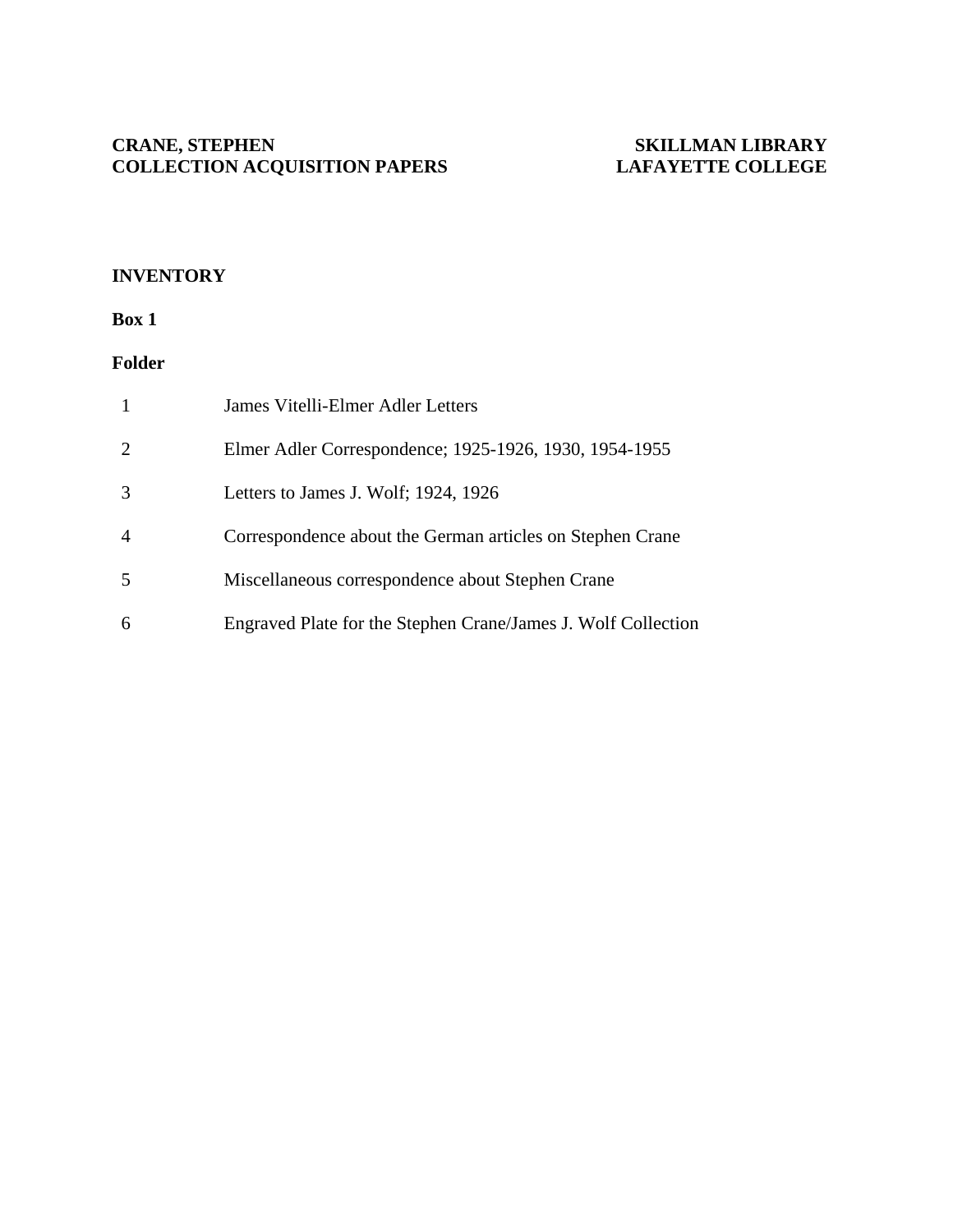## INVENTORY

**Box 1**

**Folder**

| | |
|---|---|
| 1 | James Vitelli-Elmer Adler Letters |
| 2 | Elmer Adler Correspondence; 1925-1926, 1930, 1954-1955 |
| 3 | Letters to James J. Wolf; 1924, 1926 |
| 4 | Correspondence about the German articles on Stephen Crane |
| 5 | Miscellaneous correspondence about Stephen Crane |
| 6 | Engraved Plate for the Stephen Crane/James J. Wolf Collection |